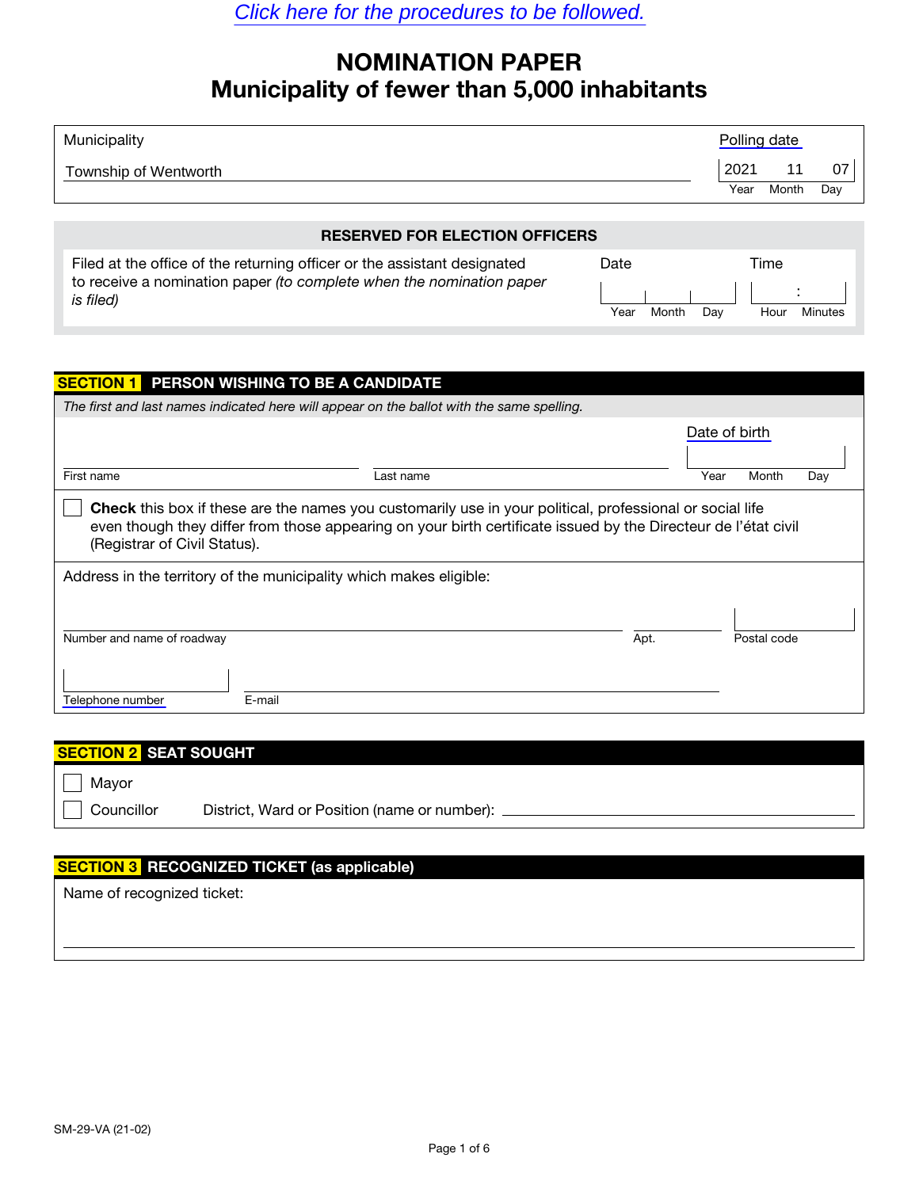[Click here for the procedures to be followed.]

# NOMINATION PAPER
## Municipality of fewer than 5,000 inhabitants

| Municipality | Polling date | | |
|---|---|---|---|
| Township of Wentworth | 2021 | 11 | 07 |
| | Year | Month | Day |

### RESERVED FOR ELECTION OFFICERS

Filed at the office of the returning officer or the assistant designated to receive a nomination paper *(to complete when the nomination paper is filed)*

Date: Year ____ Month ____ Day ____

Time: Hour ____ : Minutes ____

## SECTION 1 PERSON WISHING TO BE A CANDIDATE

*The first and last names indicated here will appear on the ballot with the same spelling.*

First name ____________________ Last name ____________________

Date of birth: Year ____ Month ____ Day ____

☐ **Check** this box if these are the names you customarily use in your political, professional or social life even though they differ from those appearing on your birth certificate issued by the Directeur de l'état civil (Registrar of Civil Status).

Address in the territory of the municipality which makes eligible:

Number and name of roadway ____________________ Apt. ____ Postal code ____

Telephone number ____________________ E-mail ____________________

## SECTION 2 SEAT SOUGHT

☐ Mayor

☐ Councillor     District, Ward or Position (name or number): ____________________

## SECTION 3 RECOGNIZED TICKET (as applicable)

Name of recognized ticket:

____________________

SM-29-VA (21-02)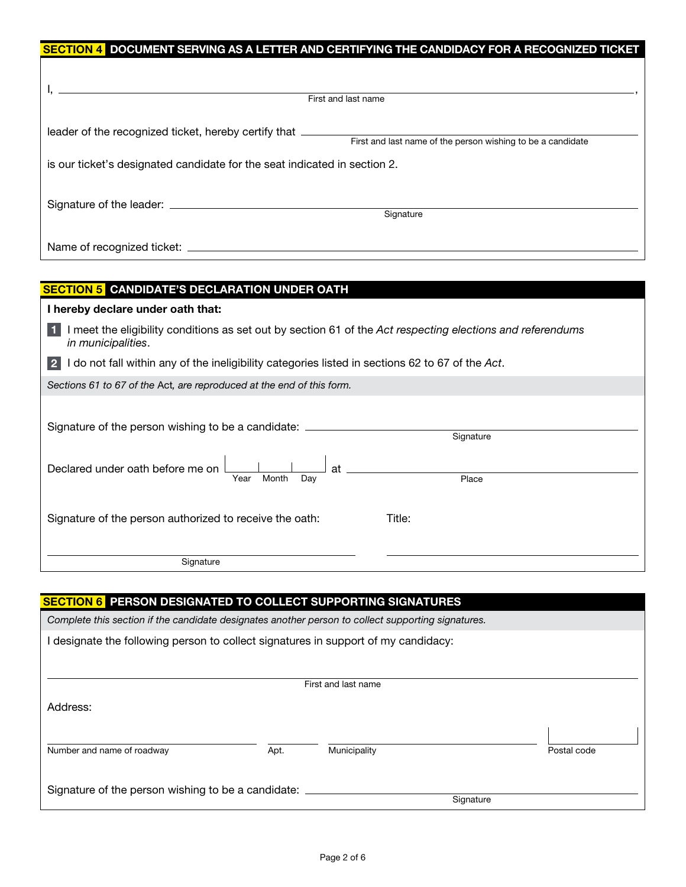## SECTION 4 DOCUMENT SERVING AS A LETTER AND CERTIFYING THE CANDIDACY FOR A RECOGNIZED TICKET

I, ______________________________________________________________,
First and last name

leader of the recognized ticket, hereby certify that ______________________________________________
First and last name of the person wishing to be a candidate

is our ticket's designated candidate for the seat indicated in section 2.

Signature of the leader: ______________________________________________
Signature

Name of recognized ticket: ______________________________________________

## SECTION 5 CANDIDATE'S DECLARATION UNDER OATH

**I hereby declare under oath that:**

**1** I meet the eligibility conditions as set out by section 61 of the *Act respecting elections and referendums in municipalities*.

**2** I do not fall within any of the ineligibility categories listed in sections 62 to 67 of the *Act*.

*Sections 61 to 67 of the* Act*, are reproduced at the end of this form.*

Signature of the person wishing to be a candidate: ______________________________________________
Signature

Declared under oath before me on | | | | at ______________________________________________
Year Month Day Place

Signature of the person authorized to receive the oath: Title:

______________________________ ______________________________
Signature

## SECTION 6 PERSON DESIGNATED TO COLLECT SUPPORTING SIGNATURES

*Complete this section if the candidate designates another person to collect supporting signatures.*

I designate the following person to collect signatures in support of my candidacy:

______________________________________________
First and last name

Address:

______________________ ________ ______________________ ________
Number and name of roadway Apt. Municipality Postal code

Signature of the person wishing to be a candidate: ______________________________________________
Signature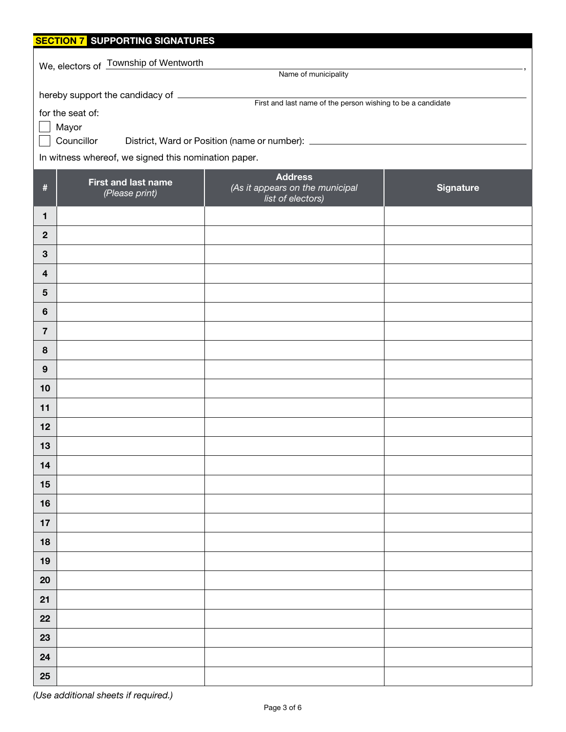## SECTION 7 SUPPORTING SIGNATURES

We, electors of Township of Wentworth ,
Name of municipality

hereby support the candidacy of ______________________________
First and last name of the person wishing to be a candidate

for the seat of:

☐ Mayor

☐ Councillor District, Ward or Position (name or number): ______________________________

In witness whereof, we signed this nomination paper.

| # | First and last name *(Please print)* | Address *(As it appears on the municipal list of electors)* | Signature |
|---|---|---|---|
| 1 | | | |
| 2 | | | |
| 3 | | | |
| 4 | | | |
| 5 | | | |
| 6 | | | |
| 7 | | | |
| 8 | | | |
| 9 | | | |
| 10 | | | |
| 11 | | | |
| 12 | | | |
| 13 | | | |
| 14 | | | |
| 15 | | | |
| 16 | | | |
| 17 | | | |
| 18 | | | |
| 19 | | | |
| 20 | | | |
| 21 | | | |
| 22 | | | |
| 23 | | | |
| 24 | | | |
| 25 | | | |

*(Use additional sheets if required.)*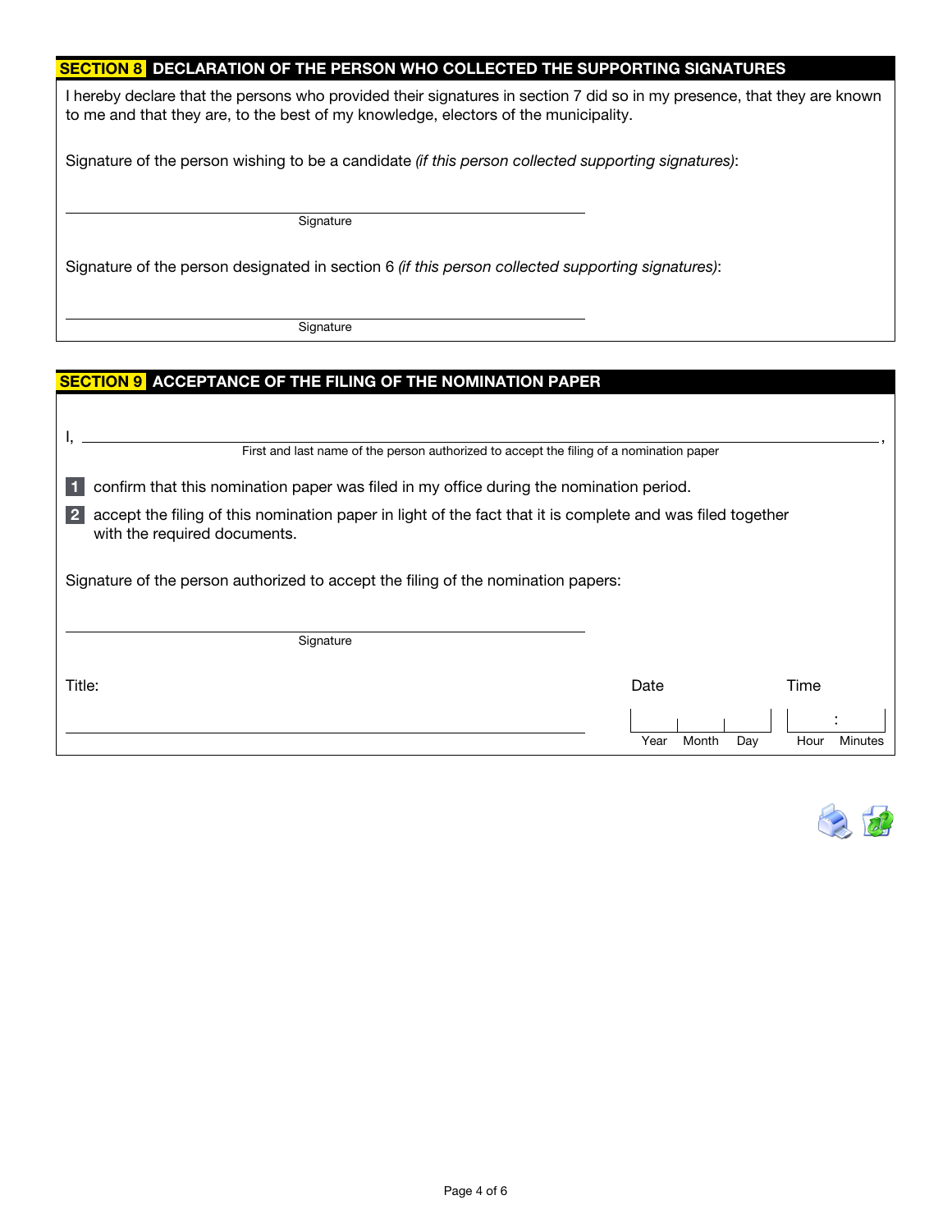## SECTION 8 DECLARATION OF THE PERSON WHO COLLECTED THE SUPPORTING SIGNATURES

I hereby declare that the persons who provided their signatures in section 7 did so in my presence, that they are known to me and that they are, to the best of my knowledge, electors of the municipality.

Signature of the person wishing to be a candidate *(if this person collected supporting signatures)*:

\_\_\_\_\_\_\_\_\_\_\_\_\_\_\_\_\_\_\_\_\_\_\_\_\_\_\_\_\_\_\_\_\_\_\_\_\_\_\_\_
Signature

Signature of the person designated in section 6 *(if this person collected supporting signatures)*:

\_\_\_\_\_\_\_\_\_\_\_\_\_\_\_\_\_\_\_\_\_\_\_\_\_\_\_\_\_\_\_\_\_\_\_\_\_\_\_\_
Signature

## SECTION 9 ACCEPTANCE OF THE FILING OF THE NOMINATION PAPER

I, \_\_\_\_\_\_\_\_\_\_\_\_\_\_\_\_\_\_\_\_\_\_\_\_\_\_\_\_\_\_\_\_\_\_\_\_\_\_\_\_,
First and last name of the person authorized to accept the filing of a nomination paper

1. confirm that this nomination paper was filed in my office during the nomination period.
2. accept the filing of this nomination paper in light of the fact that it is complete and was filed together with the required documents.

Signature of the person authorized to accept the filing of the nomination papers:

\_\_\_\_\_\_\_\_\_\_\_\_\_\_\_\_\_\_\_\_\_\_\_\_\_\_\_\_\_\_\_\_\_\_\_\_\_\_\_\_
Signature

Title: \_\_\_\_\_\_\_\_\_\_\_\_\_\_\_\_\_\_\_\_\_\_\_\_\_\_\_\_\_\_\_\_\_\_\_\_

Date

| Year | Month | Day |
|---|---|---|
| | | |

Time

| Hour | Minutes |
|---|---|
| : | |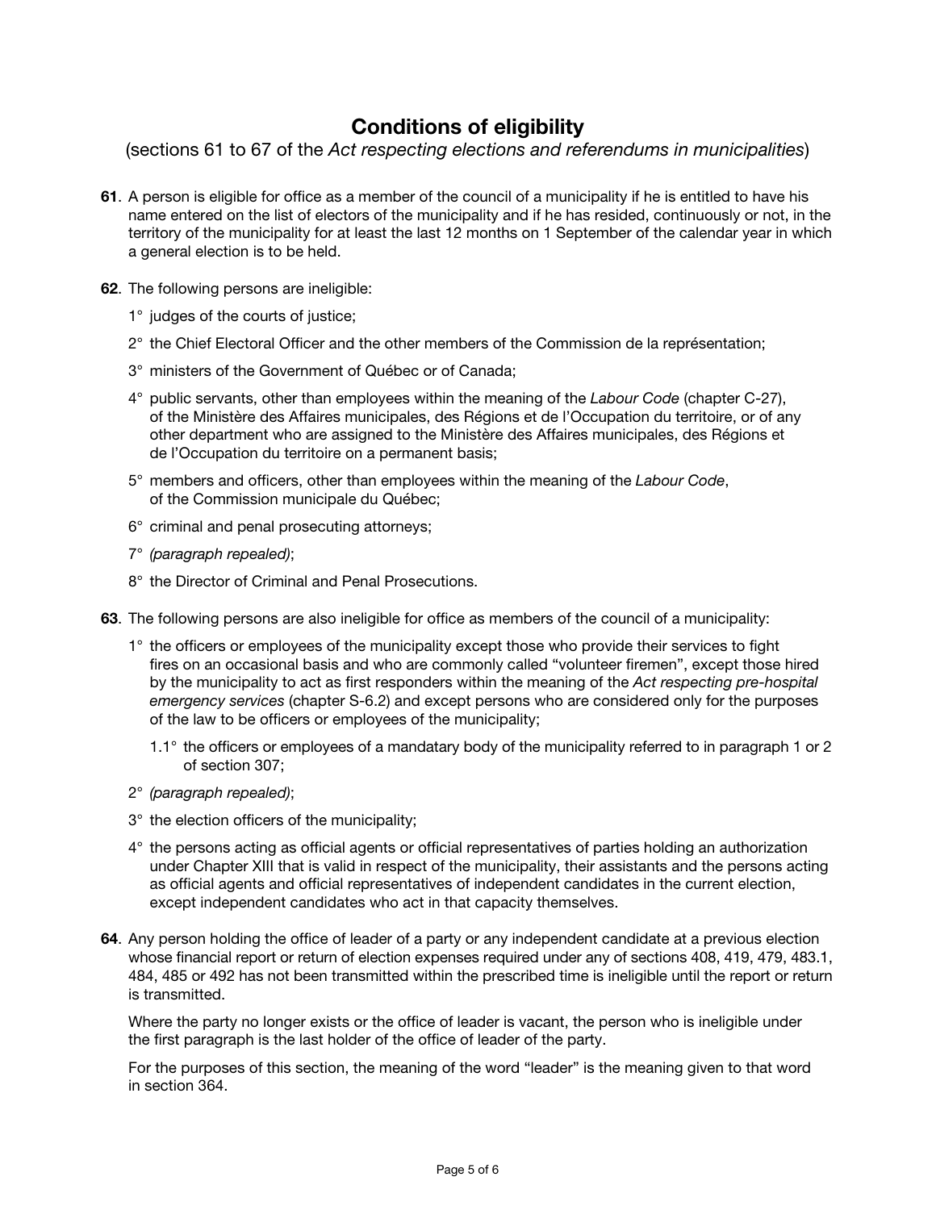# Conditions of eligibility

(sections 61 to 67 of the *Act respecting elections and referendums in municipalities*)

**61**. A person is eligible for office as a member of the council of a municipality if he is entitled to have his name entered on the list of electors of the municipality and if he has resided, continuously or not, in the territory of the municipality for at least the last 12 months on 1 September of the calendar year in which a general election is to be held.

**62**. The following persons are ineligible:

1° judges of the courts of justice;

2° the Chief Electoral Officer and the other members of the Commission de la représentation;

3° ministers of the Government of Québec or of Canada;

4° public servants, other than employees within the meaning of the *Labour Code* (chapter C-27), of the Ministère des Affaires municipales, des Régions et de l'Occupation du territoire, or of any other department who are assigned to the Ministère des Affaires municipales, des Régions et de l'Occupation du territoire on a permanent basis;

5° members and officers, other than employees within the meaning of the *Labour Code*, of the Commission municipale du Québec;

6° criminal and penal prosecuting attorneys;

7° *(paragraph repealed)*;

8° the Director of Criminal and Penal Prosecutions.

**63**. The following persons are also ineligible for office as members of the council of a municipality:

1° the officers or employees of the municipality except those who provide their services to fight fires on an occasional basis and who are commonly called "volunteer firemen", except those hired by the municipality to act as first responders within the meaning of the *Act respecting pre-hospital emergency services* (chapter S-6.2) and except persons who are considered only for the purposes of the law to be officers or employees of the municipality;

1.1° the officers or employees of a mandatary body of the municipality referred to in paragraph 1 or 2 of section 307;

2° *(paragraph repealed)*;

3° the election officers of the municipality;

4° the persons acting as official agents or official representatives of parties holding an authorization under Chapter XIII that is valid in respect of the municipality, their assistants and the persons acting as official agents and official representatives of independent candidates in the current election, except independent candidates who act in that capacity themselves.

**64**. Any person holding the office of leader of a party or any independent candidate at a previous election whose financial report or return of election expenses required under any of sections 408, 419, 479, 483.1, 484, 485 or 492 has not been transmitted within the prescribed time is ineligible until the report or return is transmitted.

Where the party no longer exists or the office of leader is vacant, the person who is ineligible under the first paragraph is the last holder of the office of leader of the party.

For the purposes of this section, the meaning of the word "leader" is the meaning given to that word in section 364.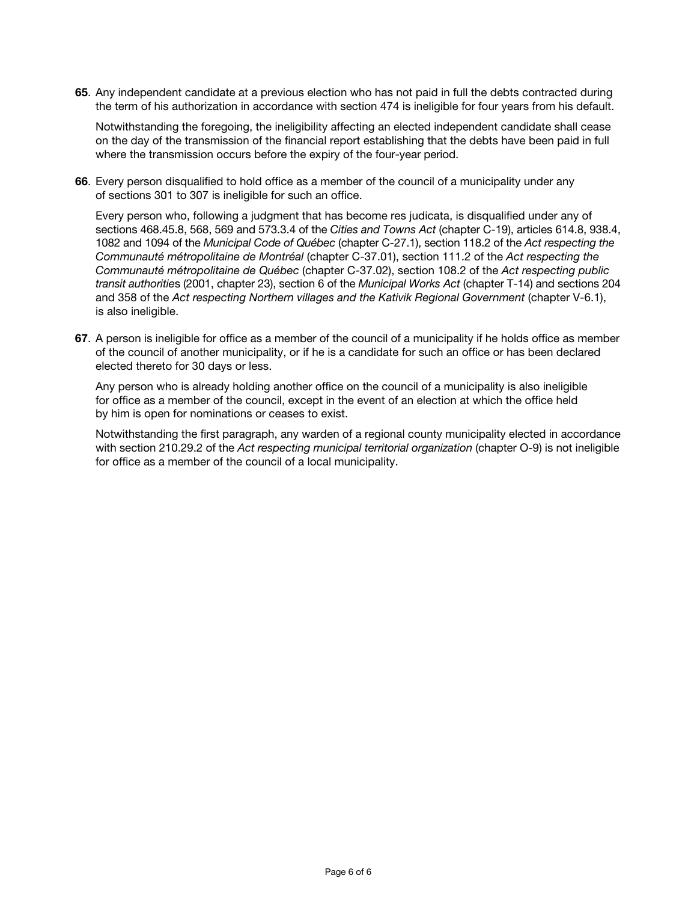**65**. Any independent candidate at a previous election who has not paid in full the debts contracted during the term of his authorization in accordance with section 474 is ineligible for four years from his default.

Notwithstanding the foregoing, the ineligibility affecting an elected independent candidate shall cease on the day of the transmission of the financial report establishing that the debts have been paid in full where the transmission occurs before the expiry of the four-year period.

**66**. Every person disqualified to hold office as a member of the council of a municipality under any of sections 301 to 307 is ineligible for such an office.

Every person who, following a judgment that has become res judicata, is disqualified under any of sections 468.45.8, 568, 569 and 573.3.4 of the *Cities and Towns Act* (chapter C-19), articles 614.8, 938.4, 1082 and 1094 of the *Municipal Code of Québec* (chapter C-27.1), section 118.2 of the *Act respecting the Communauté métropolitaine de Montréal* (chapter C-37.01), section 111.2 of the *Act respecting the Communauté métropolitaine de Québec* (chapter C-37.02), section 108.2 of the *Act respecting public transit authorities* (2001, chapter 23), section 6 of the *Municipal Works Act* (chapter T-14) and sections 204 and 358 of the *Act respecting Northern villages and the Kativik Regional Government* (chapter V-6.1), is also ineligible.

**67**. A person is ineligible for office as a member of the council of a municipality if he holds office as member of the council of another municipality, or if he is a candidate for such an office or has been declared elected thereto for 30 days or less.

Any person who is already holding another office on the council of a municipality is also ineligible for office as a member of the council, except in the event of an election at which the office held by him is open for nominations or ceases to exist.

Notwithstanding the first paragraph, any warden of a regional county municipality elected in accordance with section 210.29.2 of the *Act respecting municipal territorial organization* (chapter O-9) is not ineligible for office as a member of the council of a local municipality.